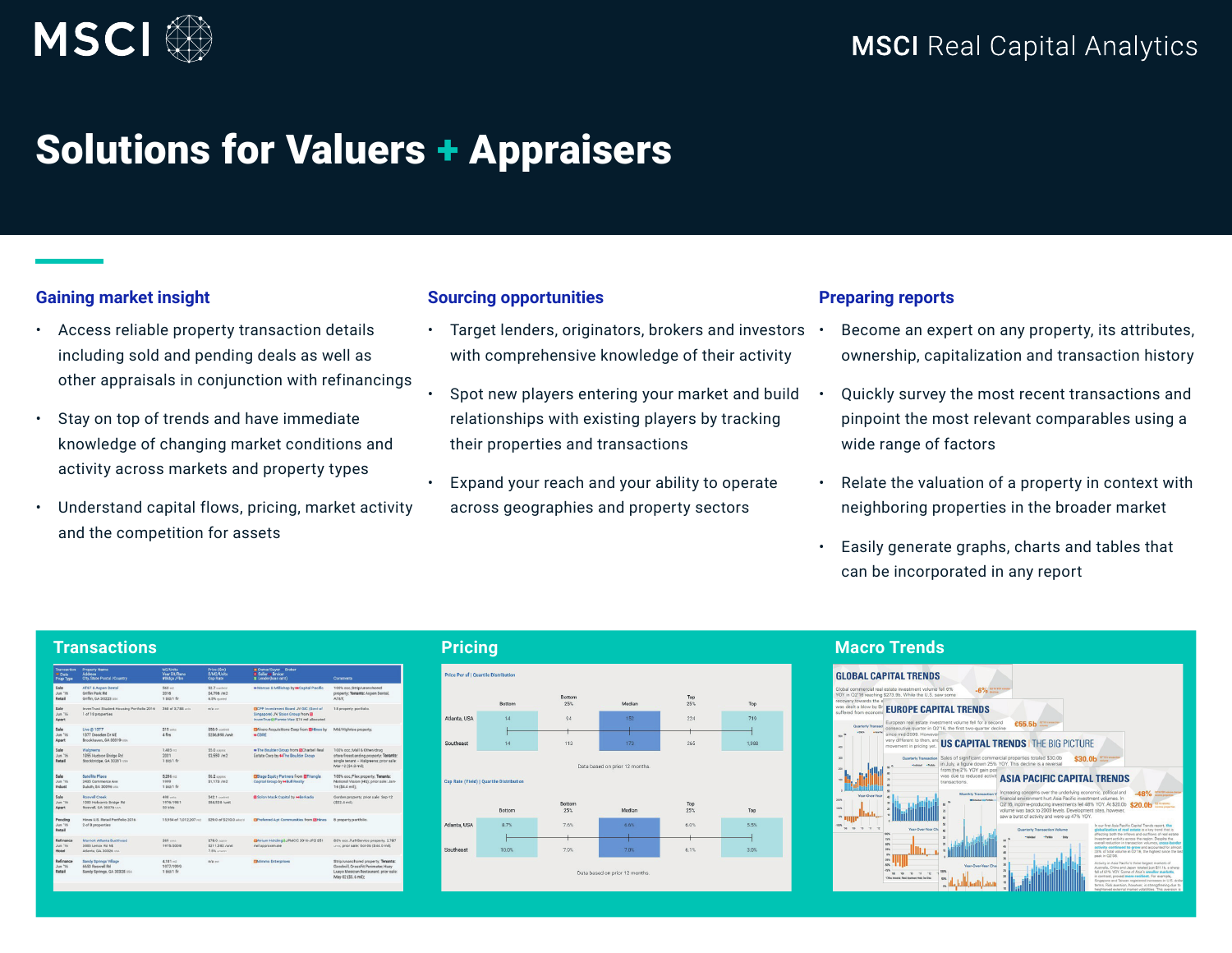MSCI

MSCI Real Capital Analytics

# Solutions for Valuers + Appraisers

## Gaining market insight

- Access reliable property transaction details including sold and pending deals as well as other appraisals in conjunction with refinancings
- Stay on top of trends and have immediate knowledge of changing market conditions and activity across markets and property types
- Understand capital flows, pricing, market activity and the competition for assets

## Sourcing opportunities

- Target lenders, originators, brokers and investors with comprehensive knowledge of their activity
- Spot new players entering your market and build relationships with existing players by tracking their properties and transactions
- Expand your reach and your ability to operate across geographies and property sectors

## Preparing reports

- Become an expert on any property, its attributes, ownership, capitalization and transaction history
- Quickly survey the most recent transactions and pinpoint the most relevant comparables using a wide range of factors
- Relate the valuation of a property in context with neighboring properties in the broader market
- Easily generate graphs, charts and tables that can be incorporated in any report

### Transactions

### Pricing

### Macro Trends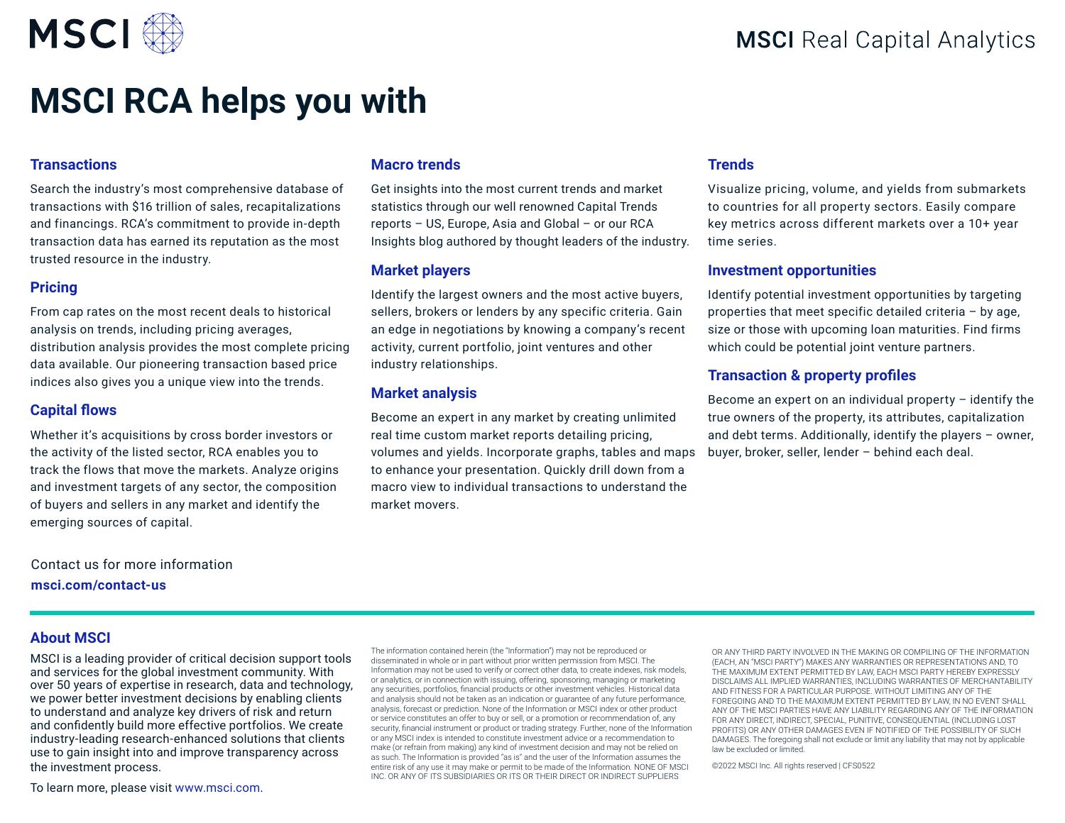# MSCI RCA helps you with

### Transactions

Search the industry's most comprehensive database of transactions with $16 trillion of sales, recapitalizations and financings. RCA's commitment to provide in-depth transaction data has earned its reputation as the most trusted resource in the industry.

### Pricing

From cap rates on the most recent deals to historical analysis on trends, including pricing averages, distribution analysis provides the most complete pricing data available. Our pioneering transaction based price indices also gives you a unique view into the trends.

### Capital flows

Whether it's acquisitions by cross border investors or the activity of the listed sector, RCA enables you to track the flows that move the markets. Analyze origins and investment targets of any sector, the composition of buyers and sellers in any market and identify the emerging sources of capital.

### Macro trends

Get insights into the most current trends and market statistics through our well renowned Capital Trends reports – US, Europe, Asia and Global – or our RCA Insights blog authored by thought leaders of the industry.

### Market players

Identify the largest owners and the most active buyers, sellers, brokers or lenders by any specific criteria. Gain an edge in negotiations by knowing a company's recent activity, current portfolio, joint ventures and other industry relationships.

### Market analysis

Become an expert in any market by creating unlimited real time custom market reports detailing pricing, volumes and yields. Incorporate graphs, tables and maps to enhance your presentation. Quickly drill down from a macro view to individual transactions to understand the market movers.

### Trends

Visualize pricing, volume, and yields from submarkets to countries for all property sectors. Easily compare key metrics across different markets over a 10+ year time series.

### Investment opportunities

Identify potential investment opportunities by targeting properties that meet specific detailed criteria – by age, size or those with upcoming loan maturities. Find firms which could be potential joint venture partners.

### Transaction & property profiles

Become an expert on an individual property – identify the true owners of the property, its attributes, capitalization and debt terms. Additionally, identify the players – owner, buyer, broker, seller, lender – behind each deal.

Contact us for more information

**msci.com/contact-us**

### About MSCI

MSCI is a leading provider of critical decision support tools and services for the global investment community. With over 50 years of expertise in research, data and technology, we power better investment decisions by enabling clients to understand and analyze key drivers of risk and return and confidently build more effective portfolios. We create industry-leading research-enhanced solutions that clients use to gain insight into and improve transparency across the investment process.

To learn more, please visit www.msci.com.

The information contained herein (the "Information") may not be reproduced or disseminated in whole or in part without prior written permission from MSCI. The Information may not be used to verify or correct other data, to create indexes, risk models, or analytics, or in connection with issuing, offering, sponsoring, managing or marketing any securities, portfolios, financial products or other investment vehicles. Historical data and analysis should not be taken as an indication or guarantee of any future performance, analysis, forecast or prediction. None of the Information or MSCI index or other product or service constitutes an offer to buy or sell, or a promotion or recommendation of, any security, financial instrument or product or trading strategy. Further, none of the Information or any MSCI index is intended to constitute investment advice or a recommendation to make (or refrain from making) any kind of investment decision and may not be relied on as such. The Information is provided "as is" and the user of the Information assumes the entire risk of any use it may make or permit to be made of the Information. NONE OF MSCI INC. OR ANY OF ITS SUBSIDIARIES OR ITS OR THEIR DIRECT OR INDIRECT SUPPLIERS OR ANY THIRD PARTY INVOLVED IN THE MAKING OR COMPILING OF THE INFORMATION (EACH, AN "MSCI PARTY") MAKES ANY WARRANTIES OR REPRESENTATIONS AND, TO THE MAXIMUM EXTENT PERMITTED BY LAW, EACH MSCI PARTY HEREBY EXPRESSLY DISCLAIMS ALL IMPLIED WARRANTIES, INCLUDING WARRANTIES OF MERCHANTABILITY AND FITNESS FOR A PARTICULAR PURPOSE. WITHOUT LIMITING ANY OF THE FOREGOING AND TO THE MAXIMUM EXTENT PERMITTED BY LAW, IN NO EVENT SHALL ANY OF THE MSCI PARTIES HAVE ANY LIABILITY REGARDING ANY OF THE INFORMATION FOR ANY DIRECT, INDIRECT, SPECIAL, PUNITIVE, CONSEQUENTIAL (INCLUDING LOST PROFITS) OR ANY OTHER DAMAGES EVEN IF NOTIFIED OF THE POSSIBILITY OF SUCH DAMAGES. The foregoing shall not exclude or limit any liability that may not by applicable law be excluded or limited.

©2022 MSCI Inc. All rights reserved | CFS0522